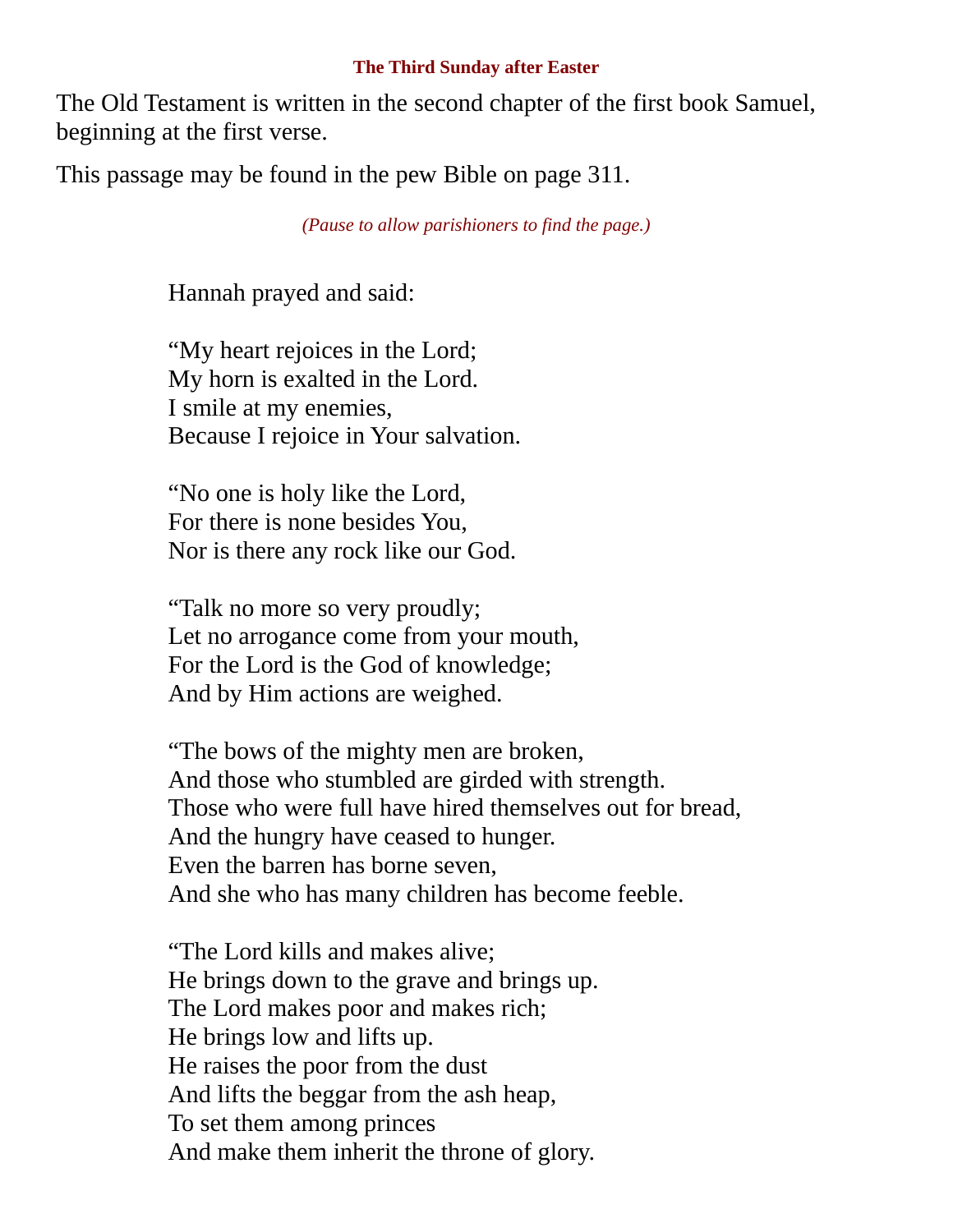### The Third Sunday after Easter

The Old Testament is written in the second chapter of the first book Samuel, beginning at the first verse.

This passage may be found in the pew Bible on page 311.

*(Pause to allow parishioners to find the page.)*

Hannah prayed and said:

“My heart rejoices in the Lord;
My horn is exalted in the Lord.
I smile at my enemies,
Because I rejoice in Your salvation.

“No one is holy like the Lord,
For there is none besides You,
Nor is there any rock like our God.

“Talk no more so very proudly;
Let no arrogance come from your mouth,
For the Lord is the God of knowledge;
And by Him actions are weighed.

“The bows of the mighty men are broken,
And those who stumbled are girded with strength.
Those who were full have hired themselves out for bread,
And the hungry have ceased to hunger.
Even the barren has borne seven,
And she who has many children has become feeble.

“The Lord kills and makes alive;
He brings down to the grave and brings up.
The Lord makes poor and makes rich;
He brings low and lifts up.
He raises the poor from the dust
And lifts the beggar from the ash heap,
To set them among princes
And make them inherit the throne of glory.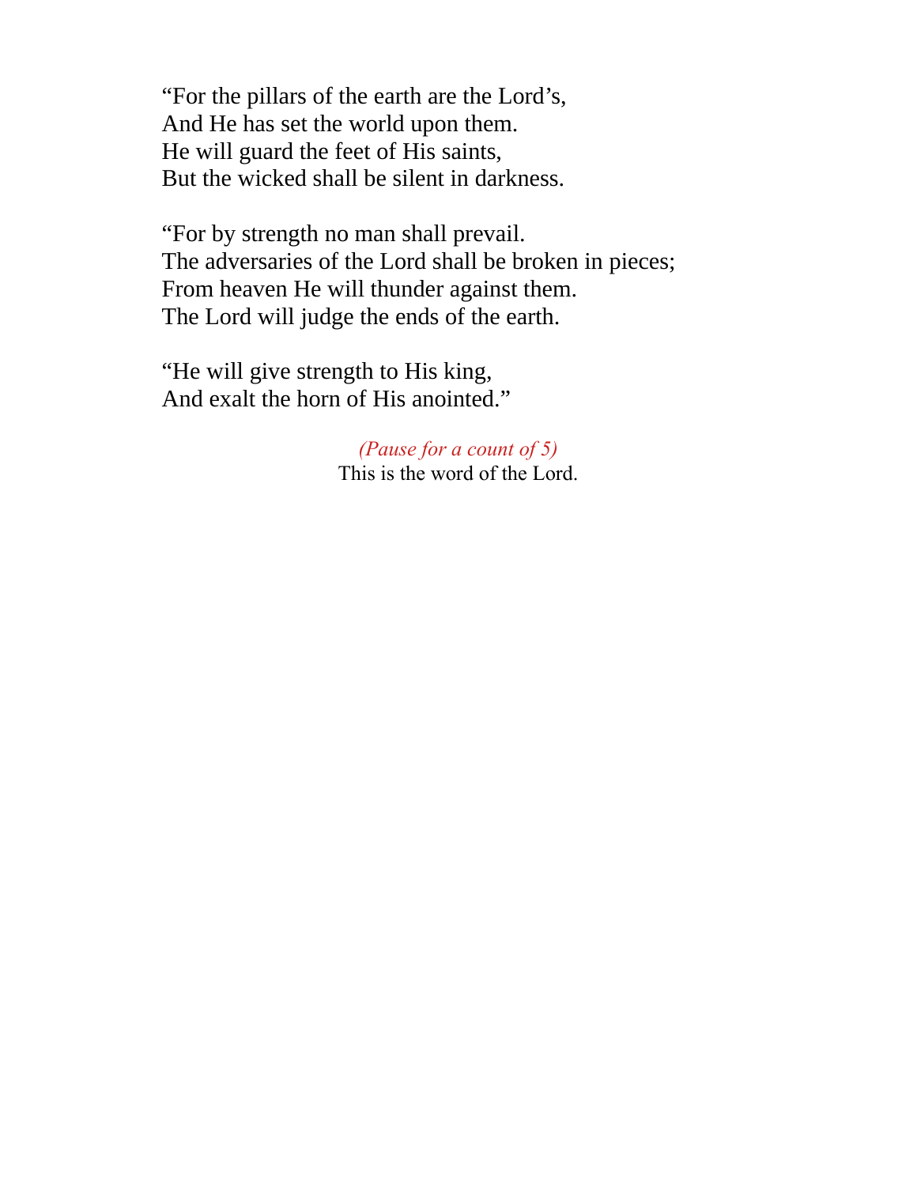"For the pillars of the earth are the Lord's,  
And He has set the world upon them.  
He will guard the feet of His saints,  
But the wicked shall be silent in darkness.

"For by strength no man shall prevail.  
The adversaries of the Lord shall be broken in pieces;  
From heaven He will thunder against them.  
The Lord will judge the ends of the earth.

"He will give strength to His king,  
And exalt the horn of His anointed."

*(Pause for a count of 5)*  
This is the word of the Lord.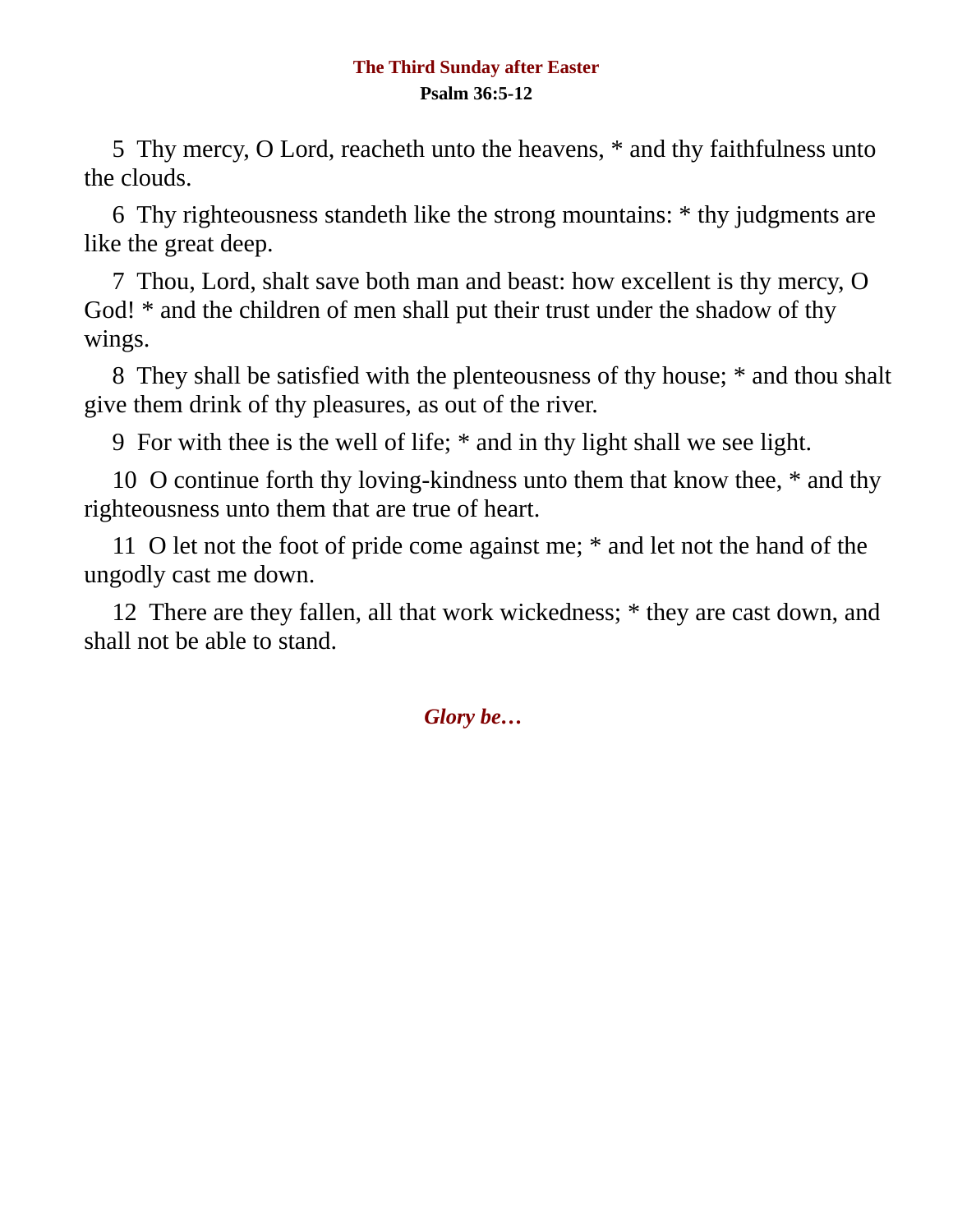## The Third Sunday after Easter

**Psalm 36:5-12**

5 Thy mercy, O Lord, reacheth unto the heavens, * and thy faithfulness unto the clouds.

6 Thy righteousness standeth like the strong mountains: * thy judgments are like the great deep.

7 Thou, Lord, shalt save both man and beast: how excellent is thy mercy, O God! * and the children of men shall put their trust under the shadow of thy wings.

8 They shall be satisfied with the plenteousness of thy house; * and thou shalt give them drink of thy pleasures, as out of the river.

9 For with thee is the well of life; * and in thy light shall we see light.

10 O continue forth thy loving-kindness unto them that know thee, * and thy righteousness unto them that are true of heart.

11 O let not the foot of pride come against me; * and let not the hand of the ungodly cast me down.

12 There are they fallen, all that work wickedness; * they are cast down, and shall not be able to stand.

***Glory be…***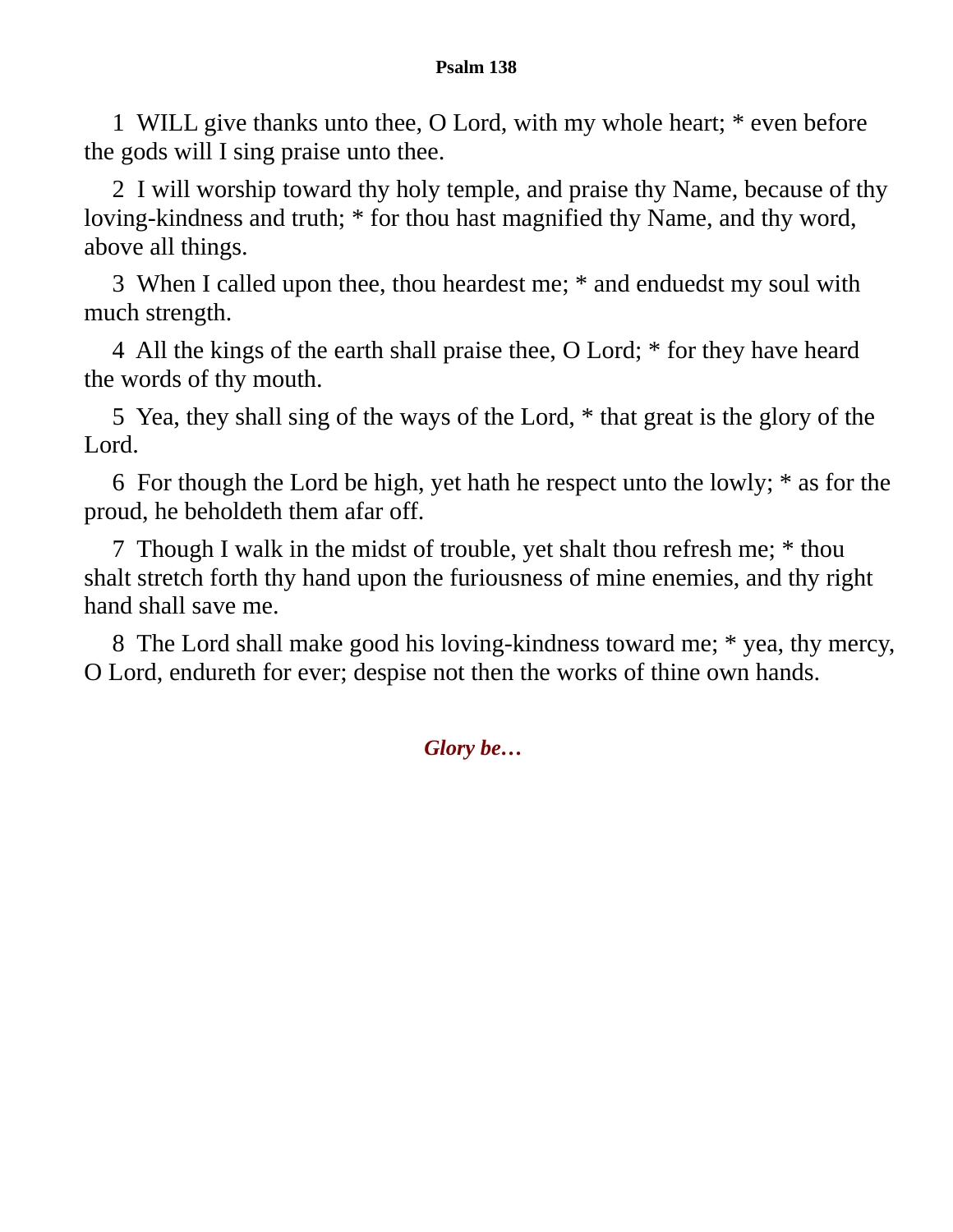**Psalm 138**

1 WILL give thanks unto thee, O Lord, with my whole heart; * even before the gods will I sing praise unto thee.

2 I will worship toward thy holy temple, and praise thy Name, because of thy loving-kindness and truth; * for thou hast magnified thy Name, and thy word, above all things.

3 When I called upon thee, thou heardest me; * and enduedst my soul with much strength.

4 All the kings of the earth shall praise thee, O Lord; * for they have heard the words of thy mouth.

5 Yea, they shall sing of the ways of the Lord, * that great is the glory of the Lord.

6 For though the Lord be high, yet hath he respect unto the lowly; * as for the proud, he beholdeth them afar off.

7 Though I walk in the midst of trouble, yet shalt thou refresh me; * thou shalt stretch forth thy hand upon the furiousness of mine enemies, and thy right hand shall save me.

8 The Lord shall make good his loving-kindness toward me; * yea, thy mercy, O Lord, endureth for ever; despise not then the works of thine own hands.

***Glory be…***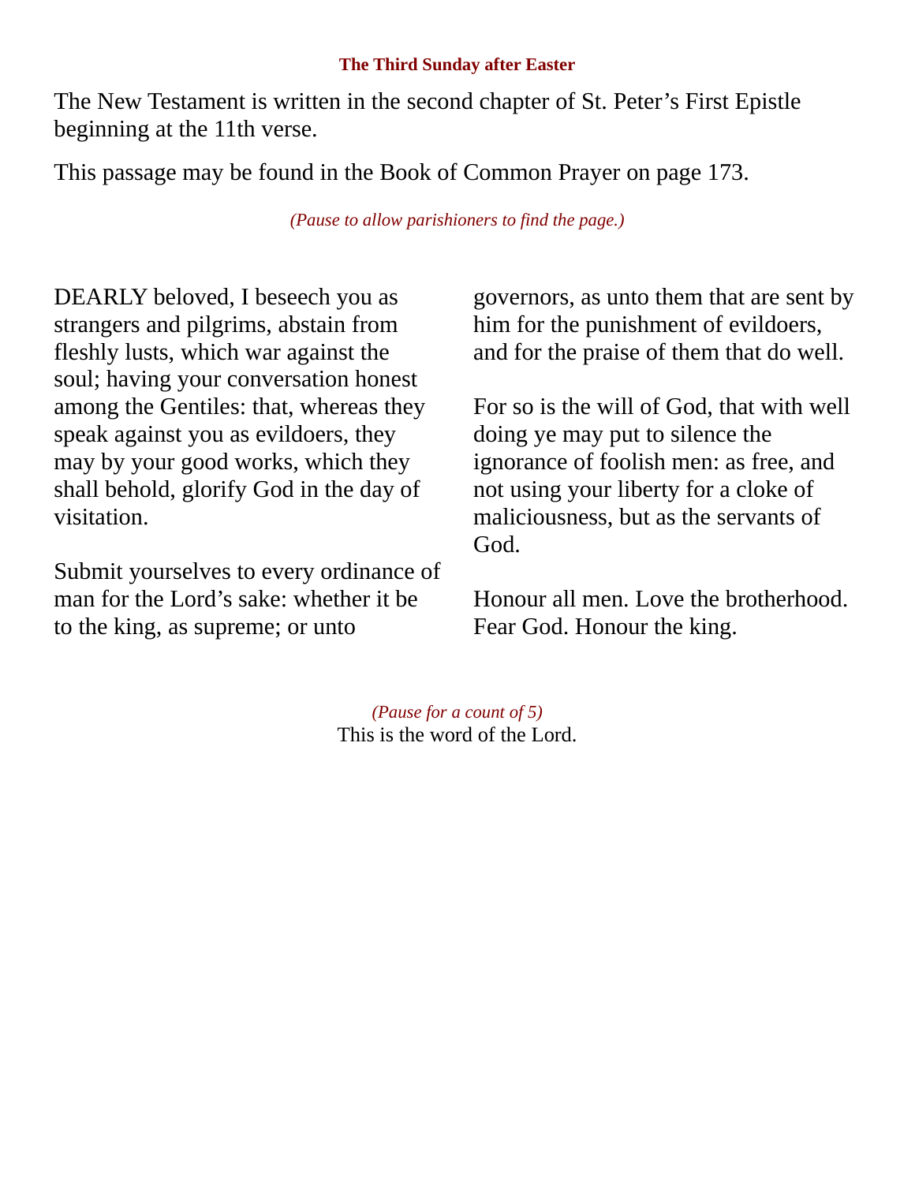## The Third Sunday after Easter

The New Testament is written in the second chapter of St. Peter's First Epistle beginning at the 11th verse.

This passage may be found in the Book of Common Prayer on page 173.

*(Pause to allow parishioners to find the page.)*

DEARLY beloved, I beseech you as strangers and pilgrims, abstain from fleshly lusts, which war against the soul; having your conversation honest among the Gentiles: that, whereas they speak against you as evildoers, they may by your good works, which they shall behold, glorify God in the day of visitation.

Submit yourselves to every ordinance of man for the Lord's sake: whether it be to the king, as supreme; or unto governors, as unto them that are sent by him for the punishment of evildoers, and for the praise of them that do well.

For so is the will of God, that with well doing ye may put to silence the ignorance of foolish men: as free, and not using your liberty for a cloke of maliciousness, but as the servants of God.

Honour all men. Love the brotherhood. Fear God. Honour the king.

*(Pause for a count of 5)*

This is the word of the Lord.